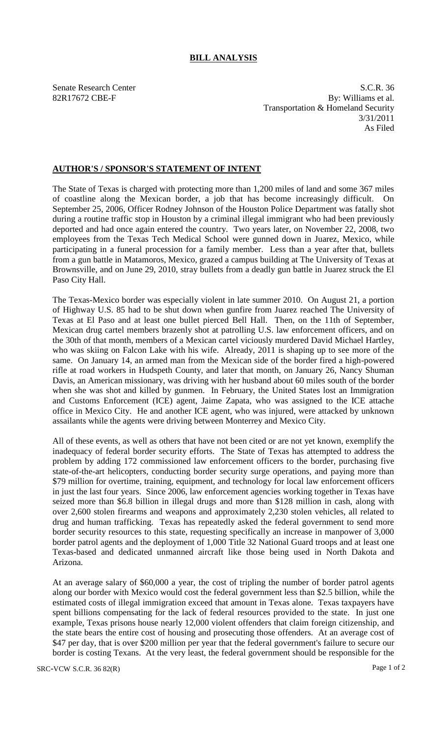# BILL ANALYSIS

Senate Research Center
82R17672 CBE-F

S.C.R. 36
By: Williams et al.
Transportation & Homeland Security
3/31/2011
As Filed

## AUTHOR'S / SPONSOR'S STATEMENT OF INTENT

The State of Texas is charged with protecting more than 1,200 miles of land and some 367 miles of coastline along the Mexican border, a job that has become increasingly difficult. On September 25, 2006, Officer Rodney Johnson of the Houston Police Department was fatally shot during a routine traffic stop in Houston by a criminal illegal immigrant who had been previously deported and had once again entered the country. Two years later, on November 22, 2008, two employees from the Texas Tech Medical School were gunned down in Juarez, Mexico, while participating in a funeral procession for a family member. Less than a year after that, bullets from a gun battle in Matamoros, Mexico, grazed a campus building at The University of Texas at Brownsville, and on June 29, 2010, stray bullets from a deadly gun battle in Juarez struck the El Paso City Hall.

The Texas-Mexico border was especially violent in late summer 2010. On August 21, a portion of Highway U.S. 85 had to be shut down when gunfire from Juarez reached The University of Texas at El Paso and at least one bullet pierced Bell Hall. Then, on the 11th of September, Mexican drug cartel members brazenly shot at patrolling U.S. law enforcement officers, and on the 30th of that month, members of a Mexican cartel viciously murdered David Michael Hartley, who was skiing on Falcon Lake with his wife. Already, 2011 is shaping up to see more of the same. On January 14, an armed man from the Mexican side of the border fired a high-powered rifle at road workers in Hudspeth County, and later that month, on January 26, Nancy Shuman Davis, an American missionary, was driving with her husband about 60 miles south of the border when she was shot and killed by gunmen. In February, the United States lost an Immigration and Customs Enforcement (ICE) agent, Jaime Zapata, who was assigned to the ICE attache office in Mexico City. He and another ICE agent, who was injured, were attacked by unknown assailants while the agents were driving between Monterrey and Mexico City.

All of these events, as well as others that have not been cited or are not yet known, exemplify the inadequacy of federal border security efforts. The State of Texas has attempted to address the problem by adding 172 commissioned law enforcement officers to the border, purchasing five state-of-the-art helicopters, conducting border security surge operations, and paying more than $79 million for overtime, training, equipment, and technology for local law enforcement officers in just the last four years. Since 2006, law enforcement agencies working together in Texas have seized more than $6.8 billion in illegal drugs and more than $128 million in cash, along with over 2,600 stolen firearms and weapons and approximately 2,230 stolen vehicles, all related to drug and human trafficking. Texas has repeatedly asked the federal government to send more border security resources to this state, requesting specifically an increase in manpower of 3,000 border patrol agents and the deployment of 1,000 Title 32 National Guard troops and at least one Texas-based and dedicated unmanned aircraft like those being used in North Dakota and Arizona.

At an average salary of $60,000 a year, the cost of tripling the number of border patrol agents along our border with Mexico would cost the federal government less than $2.5 billion, while the estimated costs of illegal immigration exceed that amount in Texas alone. Texas taxpayers have spent billions compensating for the lack of federal resources provided to the state. In just one example, Texas prisons house nearly 12,000 violent offenders that claim foreign citizenship, and the state bears the entire cost of housing and prosecuting those offenders. At an average cost of $47 per day, that is over $200 million per year that the federal government's failure to secure our border is costing Texans. At the very least, the federal government should be responsible for the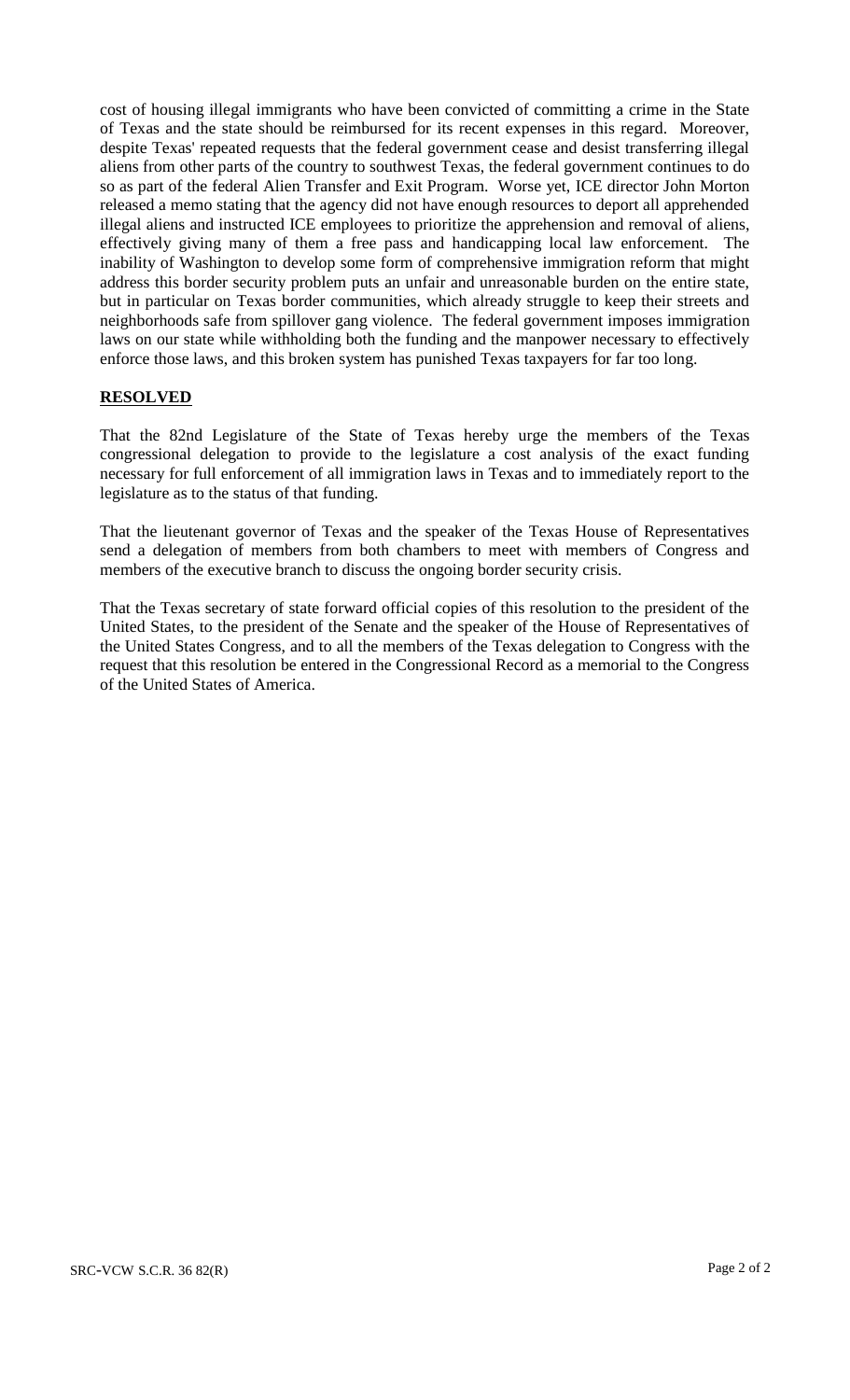cost of housing illegal immigrants who have been convicted of committing a crime in the State of Texas and the state should be reimbursed for its recent expenses in this regard. Moreover, despite Texas' repeated requests that the federal government cease and desist transferring illegal aliens from other parts of the country to southwest Texas, the federal government continues to do so as part of the federal Alien Transfer and Exit Program. Worse yet, ICE director John Morton released a memo stating that the agency did not have enough resources to deport all apprehended illegal aliens and instructed ICE employees to prioritize the apprehension and removal of aliens, effectively giving many of them a free pass and handicapping local law enforcement. The inability of Washington to develop some form of comprehensive immigration reform that might address this border security problem puts an unfair and unreasonable burden on the entire state, but in particular on Texas border communities, which already struggle to keep their streets and neighborhoods safe from spillover gang violence. The federal government imposes immigration laws on our state while withholding both the funding and the manpower necessary to effectively enforce those laws, and this broken system has punished Texas taxpayers for far too long.

**RESOLVED**

That the 82nd Legislature of the State of Texas hereby urge the members of the Texas congressional delegation to provide to the legislature a cost analysis of the exact funding necessary for full enforcement of all immigration laws in Texas and to immediately report to the legislature as to the status of that funding.

That the lieutenant governor of Texas and the speaker of the Texas House of Representatives send a delegation of members from both chambers to meet with members of Congress and members of the executive branch to discuss the ongoing border security crisis.

That the Texas secretary of state forward official copies of this resolution to the president of the United States, to the president of the Senate and the speaker of the House of Representatives of the United States Congress, and to all the members of the Texas delegation to Congress with the request that this resolution be entered in the Congressional Record as a memorial to the Congress of the United States of America.

SRC-VCW S.C.R. 36 82(R)